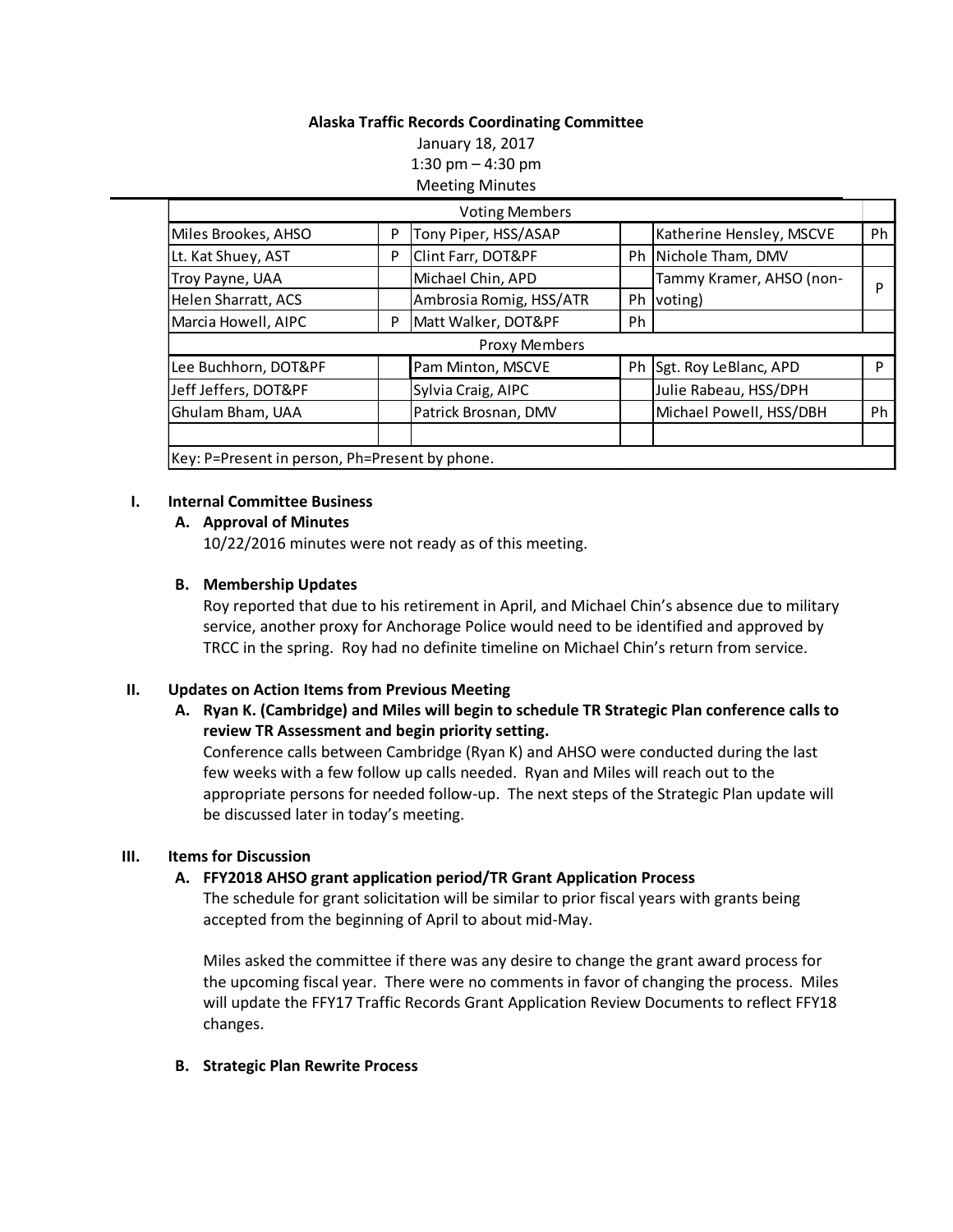**Alaska Traffic Records Coordinating Committee**

January 18, 2017

1:30 pm – 4:30 pm

Meeting Minutes

| Voting Members | | | | | |
|---|---|---|---|---|---|
| Miles Brookes, AHSO | P | Tony Piper, HSS/ASAP | | Katherine Hensley, MSCVE | Ph |
| Lt. Kat Shuey, AST | P | Clint Farr, DOT&PF | Ph | Nichole Tham, DMV | |
| Troy Payne, UAA | | Michael Chin, APD | | Tammy Kramer, AHSO (non-voting) | P |
| Helen Sharratt, ACS | | Ambrosia Romig, HSS/ATR | Ph | | |
| Marcia Howell, AIPC | P | Matt Walker, DOT&PF | Ph | | |
| **Proxy Members** | | | | | |
| Lee Buchhorn, DOT&PF | | Pam Minton, MSCVE | Ph | Sgt. Roy LeBlanc, APD | P |
| Jeff Jeffers, DOT&PF | | Sylvia Craig, AIPC | | Julie Rabeau, HSS/DPH | |
| Ghulam Bham, UAA | | Patrick Brosnan, DMV | | Michael Powell, HSS/DBH | Ph |
| | | | | | |
| Key: P=Present in person, Ph=Present by phone. | | | | | |

## I. Internal Committee Business

### A. Approval of Minutes

10/22/2016 minutes were not ready as of this meeting.

### B. Membership Updates

Roy reported that due to his retirement in April, and Michael Chin's absence due to military service, another proxy for Anchorage Police would need to be identified and approved by TRCC in the spring. Roy had no definite timeline on Michael Chin's return from service.

## II. Updates on Action Items from Previous Meeting

### A. Ryan K. (Cambridge) and Miles will begin to schedule TR Strategic Plan conference calls to review TR Assessment and begin priority setting.

Conference calls between Cambridge (Ryan K) and AHSO were conducted during the last few weeks with a few follow up calls needed. Ryan and Miles will reach out to the appropriate persons for needed follow-up. The next steps of the Strategic Plan update will be discussed later in today's meeting.

## III. Items for Discussion

### A. FFY2018 AHSO grant application period/TR Grant Application Process

The schedule for grant solicitation will be similar to prior fiscal years with grants being accepted from the beginning of April to about mid-May.

Miles asked the committee if there was any desire to change the grant award process for the upcoming fiscal year. There were no comments in favor of changing the process. Miles will update the FFY17 Traffic Records Grant Application Review Documents to reflect FFY18 changes.

### B. Strategic Plan Rewrite Process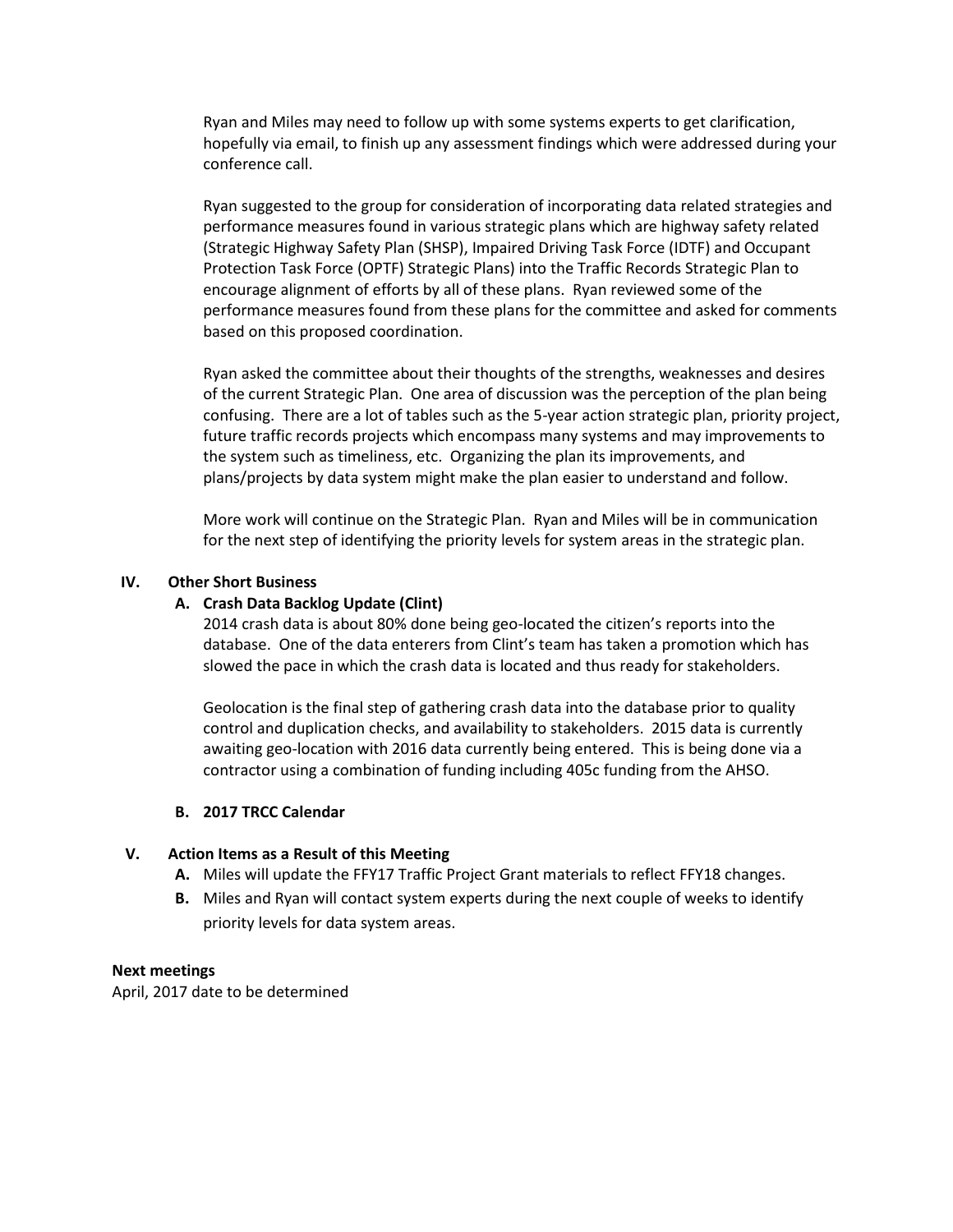Ryan and Miles may need to follow up with some systems experts to get clarification, hopefully via email, to finish up any assessment findings which were addressed during your conference call.

Ryan suggested to the group for consideration of incorporating data related strategies and performance measures found in various strategic plans which are highway safety related (Strategic Highway Safety Plan (SHSP), Impaired Driving Task Force (IDTF) and Occupant Protection Task Force (OPTF) Strategic Plans) into the Traffic Records Strategic Plan to encourage alignment of efforts by all of these plans. Ryan reviewed some of the performance measures found from these plans for the committee and asked for comments based on this proposed coordination.

Ryan asked the committee about their thoughts of the strengths, weaknesses and desires of the current Strategic Plan. One area of discussion was the perception of the plan being confusing. There are a lot of tables such as the 5-year action strategic plan, priority project, future traffic records projects which encompass many systems and may improvements to the system such as timeliness, etc. Organizing the plan its improvements, and plans/projects by data system might make the plan easier to understand and follow.

More work will continue on the Strategic Plan. Ryan and Miles will be in communication for the next step of identifying the priority levels for system areas in the strategic plan.

## IV. Other Short Business

### A. Crash Data Backlog Update (Clint)

2014 crash data is about 80% done being geo-located the citizen's reports into the database. One of the data enterers from Clint's team has taken a promotion which has slowed the pace in which the crash data is located and thus ready for stakeholders.

Geolocation is the final step of gathering crash data into the database prior to quality control and duplication checks, and availability to stakeholders. 2015 data is currently awaiting geo-location with 2016 data currently being entered. This is being done via a contractor using a combination of funding including 405c funding from the AHSO.

### B. 2017 TRCC Calendar

## V. Action Items as a Result of this Meeting

**A.** Miles will update the FFY17 Traffic Project Grant materials to reflect FFY18 changes.

**B.** Miles and Ryan will contact system experts during the next couple of weeks to identify priority levels for data system areas.

**Next meetings**

April, 2017 date to be determined